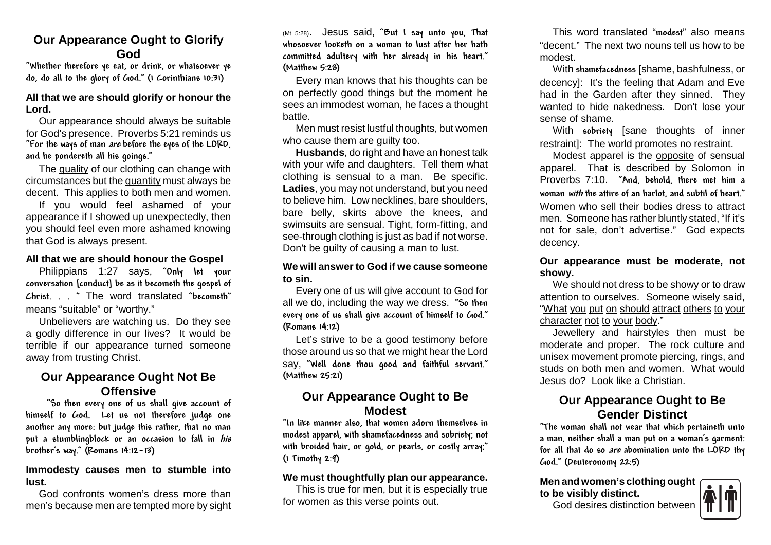## Our Appearance Ought to Glorify God

"Whether therefore ye eat, or drink, or whatsoever ye do, do all to the glory of God." (1 Corinthians 10:31)

**All that we are should glorify or honour the Lord.**

Our appearance should always be suitable for God's presence. Proverbs 5:21 reminds us "For the ways of man *are* before the eyes of the LORD, and he pondereth all his goings."

The quality of our clothing can change with circumstances but the quantity must always be decent. This applies to both men and women.

If you would feel ashamed of your appearance if I showed up unexpectedly, then you should feel even more ashamed knowing that God is always present.

**All that we are should honour the Gospel**

Philippians 1:27 says, "Only let your conversation [conduct] be as it becometh the gospel of Christ. . . " The word translated "becometh" means "suitable" or "worthy."

Unbelievers are watching us. Do they see a godly difference in our lives? It would be terrible if our appearance turned someone away from trusting Christ.

## Our Appearance Ought Not Be Offensive

"So then every one of us shall give account of himself to God. Let us not therefore judge one another any more: but judge this rather, that no man put a stumblingblock or an occasion to fall in *his* brother's way." (Romans 14:12-13)

**Immodesty causes men to stumble into lust.**

God confronts women's dress more than men's because men are tempted more by sight (Mt 5:28). Jesus said, "But I say unto you, That whosoever looketh on a woman to lust after her hath committed adultery with her already in his heart." (Matthew 5:28)

Every man knows that his thoughts can be on perfectly good things but the moment he sees an immodest woman, he faces a thought battle.

Men must resist lustful thoughts, but women who cause them are guilty too.

**Husbands**, do right and have an honest talk with your wife and daughters. Tell them what clothing is sensual to a man. Be specific. **Ladies**, you may not understand, but you need to believe him. Low necklines, bare shoulders, bare belly, skirts above the knees, and swimsuits are sensual. Tight, form-fitting, and see-through clothing is just as bad if not worse. Don't be guilty of causing a man to lust.

**We will answer to God if we cause someone to sin.**

Every one of us will give account to God for all we do, including the way we dress. "So then every one of us shall give account of himself to God." (Romans 14:12)

Let's strive to be a good testimony before those around us so that we might hear the Lord say, "Well done thou good and faithful servant." (Matthew 25:21)

## Our Appearance Ought to Be Modest

"In like manner also, that women adorn themselves in modest apparel, with shamefacedness and sobriety; not with broided hair, or gold, or pearls, or costly array;" (1 Timothy 2:9)

**We must thoughtfully plan our appearance.**

This is true for men, but it is especially true for women as this verse points out.

This word translated "modest" also means "decent." The next two nouns tell us how to be modest.

With shamefacedness [shame, bashfulness, or decency]: It's the feeling that Adam and Eve had in the Garden after they sinned. They wanted to hide nakedness. Don't lose your sense of shame.

With sobriety [sane thoughts of inner restraint]: The world promotes no restraint.

Modest apparel is the opposite of sensual apparel. That is described by Solomon in Proverbs 7:10. "And, behold, there met him a woman *with* the attire of an harlot, and subtil of heart." Women who sell their bodies dress to attract men. Someone has rather bluntly stated, "If it's not for sale, don't advertise." God expects decency.

**Our appearance must be moderate, not showy.**

We should not dress to be showy or to draw attention to ourselves. Someone wisely said, "What you put on should attract others to your character not to your body."

Jewellery and hairstyles then must be moderate and proper. The rock culture and unisex movement promote piercing, rings, and studs on both men and women. What would Jesus do? Look like a Christian.

## Our Appearance Ought to Be Gender Distinct

"The woman shall not wear that which pertaineth unto a man, neither shall a man put on a woman's garment: for all that do so *are* abomination unto the LORD thy God." (Deuteronomy 22:5)

**Men and women's clothing ought to be visibly distinct.**

God desires distinction between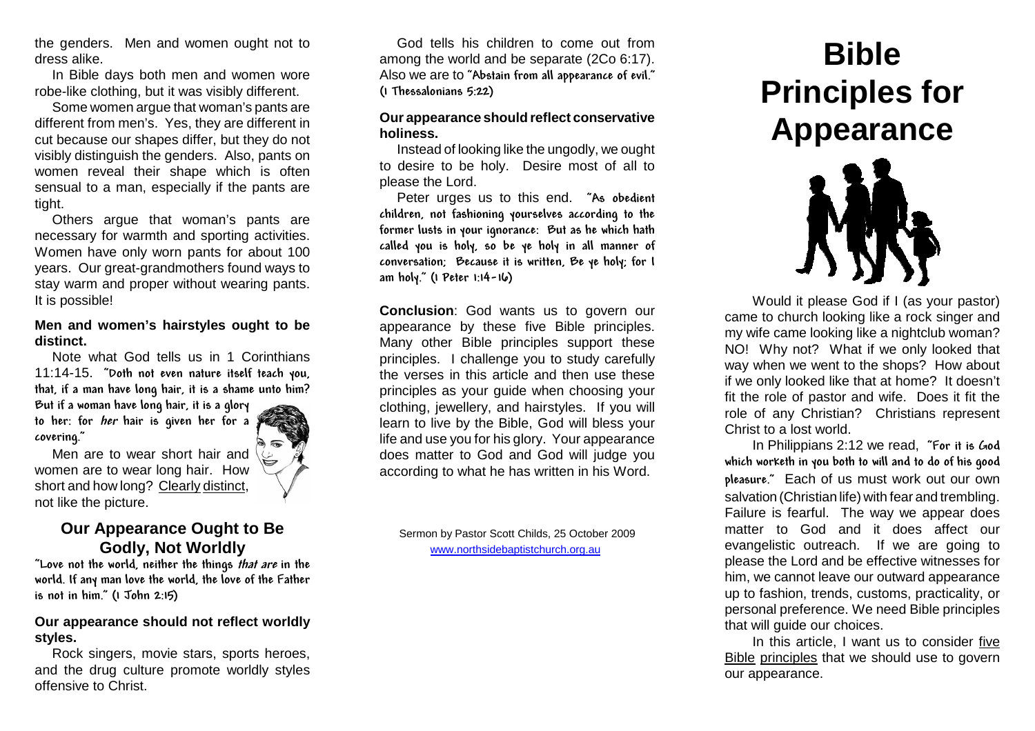the genders. Men and women ought not to dress alike.

In Bible days both men and women wore robe-like clothing, but it was visibly different.

Some women argue that woman's pants are different from men's. Yes, they are different in cut because our shapes differ, but they do not visibly distinguish the genders. Also, pants on women reveal their shape which is often sensual to a man, especially if the pants are tight.

Others argue that woman's pants are necessary for warmth and sporting activities. Women have only worn pants for about 100 years. Our great-grandmothers found ways to stay warm and proper without wearing pants. It is possible!

**Men and women's hairstyles ought to be distinct.**

Note what God tells us in 1 Corinthians 11:14-15. "Doth not even nature itself teach you, that, if a man have long hair, it is a shame unto him? But if a woman have long hair, it is a glory to her: for *her* hair is given her for a covering."

Men are to wear short hair and women are to wear long hair. How short and how long? Clearly distinct, not like the picture.

## Our Appearance Ought to Be Godly, Not Worldly

"Love not the world, neither the things *that are* in the world. If any man love the world, the love of the Father is not in him." (1 John 2:15)

**Our appearance should not reflect worldly styles.**

Rock singers, movie stars, sports heroes, and the drug culture promote worldly styles offensive to Christ.

God tells his children to come out from among the world and be separate (2Co 6:17). Also we are to "Abstain from all appearance of evil." (1 Thessalonians 5:22)

**Our appearance should reflect conservative holiness.**

Instead of looking like the ungodly, we ought to desire to be holy. Desire most of all to please the Lord.

Peter urges us to this end. "As obedient children, not fashioning yourselves according to the former lusts in your ignorance: But as he which hath called you is holy, so be ye holy in all manner of conversation; Because it is written, Be ye holy; for I am holy." (1 Peter 1:14-16)

**Conclusion**: God wants us to govern our appearance by these five Bible principles. Many other Bible principles support these principles. I challenge you to study carefully the verses in this article and then use these principles as your guide when choosing your clothing, jewellery, and hairstyles. If you will learn to live by the Bible, God will bless your life and use you for his glory. Your appearance does matter to God and God will judge you according to what he has written in his Word.

Sermon by Pastor Scott Childs, 25 October 2009
www.northsidebaptistchurch.org.au

# Bible Principles for Appearance

Would it please God if I (as your pastor) came to church looking like a rock singer and my wife came looking like a nightclub woman? NO! Why not? What if we only looked that way when we went to the shops? How about if we only looked like that at home? It doesn't fit the role of pastor and wife. Does it fit the role of any Christian? Christians represent Christ to a lost world.

In Philippians 2:12 we read, "For it is God which worketh in you both to will and to do of his good pleasure." Each of us must work out our own salvation (Christian life) with fear and trembling. Failure is fearful. The way we appear does matter to God and it does affect our evangelistic outreach. If we are going to please the Lord and be effective witnesses for him, we cannot leave our outward appearance up to fashion, trends, customs, practicality, or personal preference. We need Bible principles that will guide our choices.

In this article, I want us to consider five Bible principles that we should use to govern our appearance.